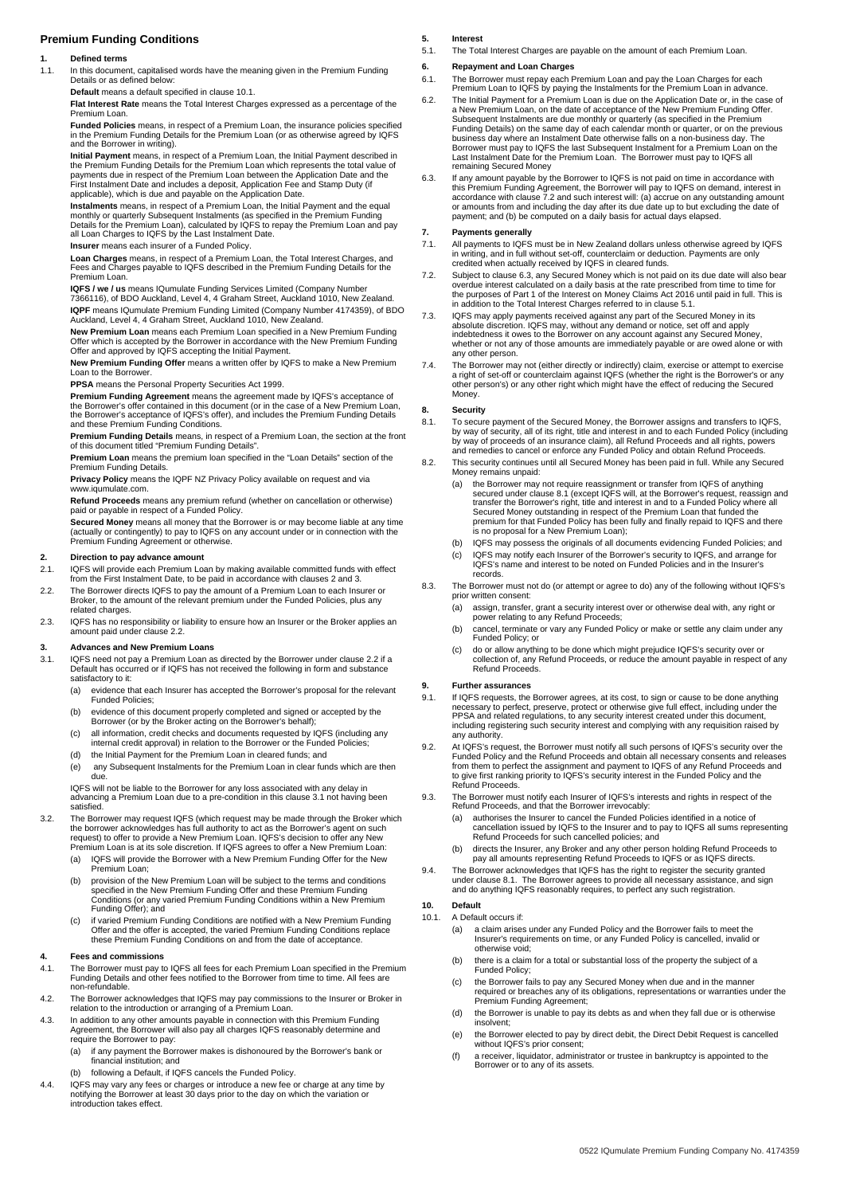# Premium Funding Conditions

## 1. Defined terms

1.1. In this document, capitalised words have the meaning given in the Premium Funding Details or as defined below:

**Default** means a default specified in clause 10.1.

**Flat Interest Rate** means the Total Interest Charges expressed as a percentage of the Premium Loan.

**Funded Policies** means, in respect of a Premium Loan, the insurance policies specified in the Premium Funding Details for the Premium Loan (or as otherwise agreed by IQFS and the Borrower in writing).

**Initial Payment** means, in respect of a Premium Loan, the Initial Payment described in the Premium Funding Details for the Premium Loan which represents the total value of payments due in respect of the Premium Loan between the Application Date and the First Instalment Date and includes a deposit, Application Fee and Stamp Duty (if applicable), which is due and payable on the Application Date.

**Instalments** means, in respect of a Premium Loan, the Initial Payment and the equal monthly or quarterly Subsequent Instalments (as specified in the Premium Funding Details for the Premium Loan), calculated by IQFS to repay the Premium Loan and pay all Loan Charges to IQFS by the Last Instalment Date.

**Insurer** means each insurer of a Funded Policy.

**Loan Charges** means, in respect of a Premium Loan, the Total Interest Charges, and Fees and Charges payable to IQFS described in the Premium Funding Details for the Premium Loan.

**IQFS / we / us** means IQumulate Funding Services Limited (Company Number 7366116), of BDO Auckland, Level 4, 4 Graham Street, Auckland 1010, New Zealand.

**IQPF** means IQumulate Premium Funding Limited (Company Number 4174359), of BDO Auckland, Level 4, 4 Graham Street, Auckland 1010, New Zealand.

**New Premium Loan** means each Premium Loan specified in a New Premium Funding Offer which is accepted by the Borrower in accordance with the New Premium Funding Offer and approved by IQFS accepting the Initial Payment.

**New Premium Funding Offer** means a written offer by IQFS to make a New Premium Loan to the Borrower.

**PPSA** means the Personal Property Securities Act 1999.

**Premium Funding Agreement** means the agreement made by IQFS's acceptance of the Borrower's offer contained in this document (or in the case of a New Premium Loan, the Borrower's acceptance of IQFS's offer), and includes the Premium Funding Details and these Premium Funding Conditions.

**Premium Funding Details** means, in respect of a Premium Loan, the section at the front of this document titled "Premium Funding Details".

**Premium Loan** means the premium loan specified in the "Loan Details" section of the Premium Funding Details.

**Privacy Policy** means the IQPF NZ Privacy Policy available on request and via www.iqumulate.com.

**Refund Proceeds** means any premium refund (whether on cancellation or otherwise) paid or payable in respect of a Funded Policy.

**Secured Money** means all money that the Borrower is or may become liable at any time (actually or contingently) to pay to IQFS on any account under or in connection with the Premium Funding Agreement or otherwise.

## 2. Direction to pay advance amount

2.1. IQFS will provide each Premium Loan by making available committed funds with effect from the First Instalment Date, to be paid in accordance with clauses 2 and 3.

2.2. The Borrower directs IQFS to pay the amount of a Premium Loan to each Insurer or Broker, to the amount of the relevant premium under the Funded Policies, plus any related charges.

2.3. IQFS has no responsibility or liability to ensure how an Insurer or the Broker applies an amount paid under clause 2.2.

## 3. Advances and New Premium Loans

3.1. IQFS need not pay a Premium Loan as directed by the Borrower under clause 2.2 if a Default has occurred or if IQFS has not received the following in form and substance satisfactory to it:

- (a) evidence that each Insurer has accepted the Borrower's proposal for the relevant Funded Policies;
- (b) evidence of this document properly completed and signed or accepted by the Borrower (or by the Broker acting on the Borrower's behalf);
- (c) all information, credit checks and documents requested by IQFS (including any internal credit approval) in relation to the Borrower or the Funded Policies;
- (d) the Initial Payment for the Premium Loan in cleared funds; and
- (e) any Subsequent Instalments for the Premium Loan in clear funds which are then due.

IQFS will not be liable to the Borrower for any loss associated with any delay in advancing a Premium Loan due to a pre-condition in this clause 3.1 not having been satisfied.

3.2. The Borrower may request IQFS (which request may be made through the Broker which the borrower acknowledges has full authority to act as the Borrower's agent on such request) to offer to provide a New Premium Loan. IQFS's decision to offer any New Premium Loan is at its sole discretion. If IQFS agrees to offer a New Premium Loan:

- (a) IQFS will provide the Borrower with a New Premium Funding Offer for the New Premium Loan;
- (b) provision of the New Premium Loan will be subject to the terms and conditions specified in the New Premium Funding Offer and these Premium Funding Conditions (or any varied Premium Funding Conditions within a New Premium Funding Offer); and
- (c) if varied Premium Funding Conditions are notified with a New Premium Funding Offer and the offer is accepted, the varied Premium Funding Conditions replace these Premium Funding Conditions on and from the date of acceptance.

## 4. Fees and commissions

4.1. The Borrower must pay to IQFS all fees for each Premium Loan specified in the Premium Funding Details and other fees notified to the Borrower from time to time. All fees are non-refundable.

4.2. The Borrower acknowledges that IQFS may pay commissions to the Insurer or Broker in relation to the introduction or arranging of a Premium Loan.

4.3. In addition to any other amounts payable in connection with this Premium Funding Agreement, the Borrower will also pay all charges IQFS reasonably determine and require the Borrower to pay:

- (a) if any payment the Borrower makes is dishonoured by the Borrower's bank or financial institution; and
- (b) following a Default, if IQFS cancels the Funded Policy.

4.4. IQFS may vary any fees or charges or introduce a new fee or charge at any time by notifying the Borrower at least 30 days prior to the day on which the variation or introduction takes effect.

## 5. Interest

5.1. The Total Interest Charges are payable on the amount of each Premium Loan.

## 6. Repayment and Loan Charges

6.1. The Borrower must repay each Premium Loan and pay the Loan Charges for each Premium Loan to IQFS by paying the Instalments for the Premium Loan in advance.

6.2. The Initial Payment for a Premium Loan is due on the Application Date or, in the case of a New Premium Loan, on the date of acceptance of the New Premium Funding Offer. Subsequent Instalments are due monthly or quarterly (as specified in the Premium Funding Details) on the same day of each calendar month or quarter, or on the previous business day where an Instalment Date otherwise falls on a non-business day. The Borrower must pay to IQFS the last Subsequent Instalment for a Premium Loan on the Last Instalment Date for the Premium Loan. The Borrower must pay to IQFS all remaining Secured Money

6.3. If any amount payable by the Borrower to IQFS is not paid on time in accordance with this Premium Funding Agreement, the Borrower will pay to IQFS on demand, interest in accordance with clause 7.2 and such interest will: (a) accrue on any outstanding amount or amounts from and including the day after its due date up to but excluding the date of payment; and (b) be computed on a daily basis for actual days elapsed.

## 7. Payments generally

7.1. All payments to IQFS must be in New Zealand dollars unless otherwise agreed by IQFS in writing, and in full without set-off, counterclaim or deduction. Payments are only credited when actually received by IQFS in cleared funds.

7.2. Subject to clause 6.3, any Secured Money which is not paid on its due date will also bear overdue interest calculated on a daily basis at the rate prescribed from time to time for the purposes of Part 1 of the Interest on Money Claims Act 2016 until paid in full. This is in addition to the Total Interest Charges referred to in clause 5.1.

7.3. IQFS may apply payments received against any part of the Secured Money in its absolute discretion. IQFS may, without any demand or notice, set off and apply indebtedness it owes to the Borrower on any account against any Secured Money, whether or not any of those amounts are immediately payable or are owed alone or with any other person.

7.4. The Borrower may not (either directly or indirectly) claim, exercise or attempt to exercise a right of set-off or counterclaim against IQFS (whether the right is the Borrower's or any other person's) or any other right which might have the effect of reducing the Secured Money.

## 8. Security

8.1. To secure payment of the Secured Money, the Borrower assigns and transfers to IQFS, by way of security, all of its right, title and interest in and to each Funded Policy (including by way of proceeds of an insurance claim), all Refund Proceeds and all rights, powers and remedies to cancel or enforce any Funded Policy and obtain Refund Proceeds.

8.2. This security continues until all Secured Money has been paid in full. While any Secured Money remains unpaid:

- (a) the Borrower may not require reassignment or transfer from IQFS of anything secured under clause 8.1 (except IQFS will, at the Borrower's request, reassign and transfer the Borrower's right, title and interest in and to a Funded Policy where all Secured Money outstanding in respect of the Premium Loan that funded the premium for that Funded Policy has been fully and finally repaid to IQFS and there is no proposal for a New Premium Loan);
- (b) IQFS may possess the originals of all documents evidencing Funded Policies; and
- (c) IQFS may notify each Insurer of the Borrower's security to IQFS, and arrange for IQFS's name and interest to be noted on Funded Policies and in the Insurer's records.

8.3. The Borrower must not do (or attempt or agree to do) any of the following without IQFS's prior written consent:

- (a) assign, transfer, grant a security interest over or otherwise deal with, any right or power relating to any Refund Proceeds;
- (b) cancel, terminate or vary any Funded Policy or make or settle any claim under any Funded Policy; or
- (c) do or allow anything to be done which might prejudice IQFS's security over or collection of, any Refund Proceeds, or reduce the amount payable in respect of any Refund Proceeds.

## 9. Further assurances

9.1. If IQFS requests, the Borrower agrees, at its cost, to sign or cause to be done anything necessary to perfect, preserve, protect or otherwise give full effect, including under the PPSA and related regulations, to any security interest created under this document, including registering such security interest and complying with any requisition raised by any authority.

9.2. At IQFS's request, the Borrower must notify all such persons of IQFS's security over the Funded Policy and the Refund Proceeds and obtain all necessary consents and releases from them to perfect the assignment and payment to IQFS of any Refund Proceeds and to give first ranking priority to IQFS's security interest in the Funded Policy and the Refund Proceeds.

9.3. The Borrower must notify each Insurer of IQFS's interests and rights in respect of the Refund Proceeds, and that the Borrower irrevocably:

- (a) authorises the Insurer to cancel the Funded Policies identified in a notice of cancellation issued by IQFS to the Insurer and to pay to IQFS all sums representing Refund Proceeds for such cancelled policies; and
- (b) directs the Insurer, any Broker and any other person holding Refund Proceeds to pay all amounts representing Refund Proceeds to IQFS or as IQFS directs.

9.4. The Borrower acknowledges that IQFS has the right to register the security granted under clause 8.1. The Borrower agrees to provide all necessary assistance, and sign and do anything IQFS reasonably requires, to perfect any such registration.

## 10. Default

10.1. A Default occurs if:

- (a) a claim arises under any Funded Policy and the Borrower fails to meet the Insurer's requirements on time, or any Funded Policy is cancelled, invalid or otherwise void;
- (b) there is a claim for a total or substantial loss of the property the subject of a Funded Policy;
- (c) the Borrower fails to pay any Secured Money when due and in the manner required or breaches any of its obligations, representations or warranties under the Premium Funding Agreement;
- (d) the Borrower is unable to pay its debts as and when they fall due or is otherwise insolvent;
- (e) the Borrower elected to pay by direct debit, the Direct Debit Request is cancelled without IQFS's prior consent;
- (f) a receiver, liquidator, administrator or trustee in bankruptcy is appointed to the Borrower or to any of its assets.

0522 IQumulate Premium Funding Company No. 4174359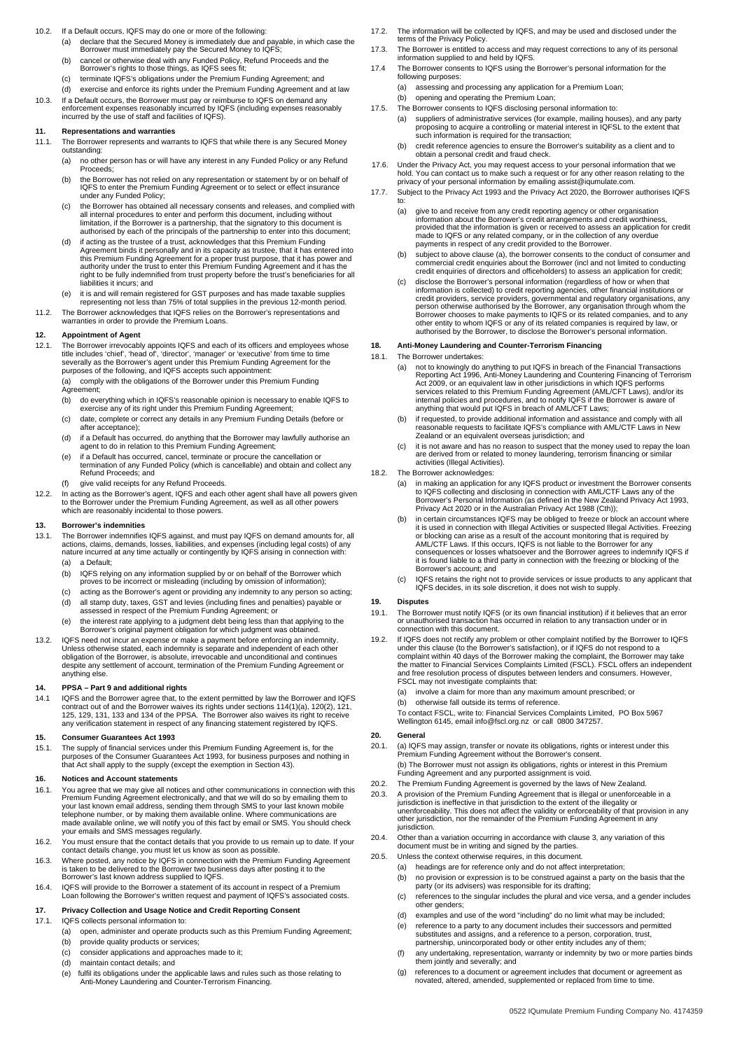10.2. If a Default occurs, IQFS may do one or more of the following:

(a) declare that the Secured Money is immediately due and payable, in which case the Borrower must immediately pay the Secured Money to IQFS;

(b) cancel or otherwise deal with any Funded Policy, Refund Proceeds and the Borrower's rights to those things, as IQFS sees fit;

(c) terminate IQFS's obligations under the Premium Funding Agreement; and

(d) exercise and enforce its rights under the Premium Funding Agreement and at law

10.3. If a Default occurs, the Borrower must pay or reimburse to IQFS on demand any enforcement expenses reasonably incurred by IQFS (including expenses reasonably incurred by the use of staff and facilities of IQFS).

## 11. Representations and warranties

11.1. The Borrower represents and warrants to IQFS that while there is any Secured Money outstanding:

(a) no other person has or will have any interest in any Funded Policy or any Refund Proceeds;

(b) the Borrower has not relied on any representation or statement by or on behalf of IQFS to enter the Premium Funding Agreement or to select or effect insurance under any Funded Policy;

(c) the Borrower has obtained all necessary consents and releases, and complied with all internal procedures to enter and perform this document, including without limitation, if the Borrower is a partnership, that the signatory to this document is authorised by each of the principals of the partnership to enter into this document;

(d) if acting as the trustee of a trust, acknowledges that this Premium Funding Agreement binds it personally and in its capacity as trustee, that it has entered into this Premium Funding Agreement for a proper trust purpose, that it has power and authority under the trust to enter this Premium Funding Agreement and it has the right to be fully indemnified from trust property before the trust's beneficiaries for all liabilities it incurs; and

(e) it is and will remain registered for GST purposes and has made taxable supplies representing not less than 75% of total supplies in the previous 12-month period.

11.2. The Borrower acknowledges that IQFS relies on the Borrower's representations and warranties in order to provide the Premium Loans.

## 12. Appointment of Agent

12.1. The Borrower irrevocably appoints IQFS and each of its officers and employees whose title includes 'chief', 'head of', 'director', 'manager' or 'executive' from time to time severally as the Borrower's agent under this Premium Funding Agreement for the purposes of the following, and IQFS accepts such appointment:

(a) comply with the obligations of the Borrower under this Premium Funding Agreement;

(b) do everything which in IQFS's reasonable opinion is necessary to enable IQFS to exercise any of its right under this Premium Funding Agreement;

(c) date, complete or correct any details in any Premium Funding Details (before or after acceptance);

(d) if a Default has occurred, do anything that the Borrower may lawfully authorise an agent to do in relation to this Premium Funding Agreement;

(e) if a Default has occurred, cancel, terminate or procure the cancellation or termination of any Funded Policy (which is cancellable) and obtain and collect any Refund Proceeds; and

(f) give valid receipts for any Refund Proceeds.

12.2. In acting as the Borrower's agent, IQFS and each other agent shall have all powers given to the Borrower under the Premium Funding Agreement, as well as all other powers which are reasonably incidental to those powers.

## 13. Borrower's indemnities

13.1. The Borrower indemnifies IQFS against, and must pay IQFS on demand amounts for, all actions, claims, demands, losses, liabilities, and expenses (including legal costs) of any nature incurred at any time actually or contingently by IQFS arising in connection with:

(a) a Default;

(b) IQFS relying on any information supplied by or on behalf of the Borrower which proves to be incorrect or misleading (including by omission of information);

(c) acting as the Borrower's agent or providing any indemnity to any person so acting;

(d) all stamp duty, taxes, GST and levies (including fines and penalties) payable or assessed in respect of the Premium Funding Agreement; or

(e) the interest rate applying to a judgment debt being less than that applying to the Borrower's original payment obligation for which judgment was obtained.

13.2. IQFS need not incur an expense or make a payment before enforcing an indemnity. Unless otherwise stated, each indemnity is separate and independent of each other obligation of the Borrower, is absolute, irrevocable and unconditional and continues despite any settlement of account, termination of the Premium Funding Agreement or anything else.

## 14. PPSA – Part 9 and additional rights

14.1 IQFS and the Borrower agree that, to the extent permitted by law the Borrower and IQFS contract out of and the Borrower waives its rights under sections 114(1)(a), 120(2), 121, 125, 129, 131, 133 and 134 of the PPSA. The Borrower also waives its right to receive any verification statement in respect of any financing statement registered by IQFS.

## 15. Consumer Guarantees Act 1993

15.1. The supply of financial services under this Premium Funding Agreement is, for the purposes of the Consumer Guarantees Act 1993, for business purposes and nothing in that Act shall apply to the supply (except the exemption in Section 43).

## 16. Notices and Account statements

16.1. You agree that we may give all notices and other communications in connection with this Premium Funding Agreement electronically, and that we will do so by emailing them to your last known email address, sending them through SMS to your last known mobile telephone number, or by making them available online. Where communications are made available online, we will notify you of this fact by email or SMS. You should check your emails and SMS messages regularly.

16.2. You must ensure that the contact details that you provide to us remain up to date. If your contact details change, you must let us know as soon as possible.

16.3. Where posted, any notice by IQFS in connection with the Premium Funding Agreement is taken to be delivered to the Borrower two business days after posting it to the Borrower's last known address supplied to IQFS.

16.4. IQFS will provide to the Borrower a statement of its account in respect of a Premium Loan following the Borrower's written request and payment of IQFS's associated costs.

## 17. Privacy Collection and Usage Notice and Credit Reporting Consent

17.1. IQFS collects personal information to:

(a) open, administer and operate products such as this Premium Funding Agreement;

(b) provide quality products or services;

(c) consider applications and approaches made to it;

(d) maintain contact details; and

(e) fulfil its obligations under the applicable laws and rules such as those relating to Anti-Money Laundering and Counter-Terrorism Financing.

17.2. The information will be collected by IQFS, and may be used and disclosed under the terms of the Privacy Policy.

17.3. The Borrower is entitled to access and may request corrections to any of its personal information supplied to and held by IQFS.

17.4 The Borrower consents to IQFS using the Borrower's personal information for the following purposes:

(a) assessing and processing any application for a Premium Loan;

(b) opening and operating the Premium Loan;

17.5. The Borrower consents to IQFS disclosing personal information to:

(a) suppliers of administrative services (for example, mailing houses), and any party proposing to acquire a controlling or material interest in IQFSL to the extent that such information is required for the transaction;

(b) credit reference agencies to ensure the Borrower's suitability as a client and to obtain a personal credit and fraud check.

17.6. Under the Privacy Act, you may request access to your personal information that we hold. You can contact us to make such a request or for any other reason relating to the privacy of your personal information by emailing assist@iqumulate.com.

17.7. Subject to the Privacy Act 1993 and the Privacy Act 2020, the Borrower authorises IQFS to:

(a) give to and receive from any credit reporting agency or other organisation information about the Borrower's credit arrangements and credit worthiness, provided that the information is given or received to assess an application for credit made to IQFS or any related company, or in the collection of any overdue payments in respect of any credit provided to the Borrower.

(b) subject to above clause (a), the borrower consents to the conduct of consumer and commercial credit enquiries about the Borrower (incl and not limited to conducting credit enquiries of directors and officeholders) to assess an application for credit;

(c) disclose the Borrower's personal information (regardless of how or when that information is collected) to credit reporting agencies, other financial institutions or credit providers, service providers, governmental and regulatory organisations, any person otherwise authorised by the Borrower, any organisation through whom the Borrower chooses to make payments to IQFS or its related companies, and to any other entity to whom IQFS or any of its related companies is required by law, or authorised by the Borrower, to disclose the Borrower's personal information.

## 18. Anti-Money Laundering and Counter-Terrorism Financing

18.1. The Borrower undertakes:

(a) not to knowingly do anything to put IQFS in breach of the Financial Transactions Reporting Act 1996, Anti-Money Laundering and Countering Financing of Terrorism Act 2009, or an equivalent law in other jurisdictions in which IQFS performs services related to this Premium Funding Agreement (AML/CFT Laws), and/or its internal policies and procedures, and to notify IQFS if the Borrower is aware of anything that would put IQFS in breach of AML/CFT Laws;

(b) if requested, to provide additional information and assistance and comply with all reasonable requests to facilitate IQFS's compliance with AML/CFT Laws in New Zealand or an equivalent overseas jurisdiction; and

(c) it is not aware and has no reason to suspect that the money used to repay the loan are derived from or related to money laundering, terrorism financing or similar activities (Illegal Activities).

18.2. The Borrower acknowledges:

(a) in making an application for any IQFS product or investment the Borrower consents to IQFS collecting and disclosing in connection with AML/CTF Laws any of the Borrower's Personal Information (as defined in the New Zealand Privacy Act 1993, Privacy Act 2020 or in the Australian Privacy Act 1988 (Cth));

(b) in certain circumstances IQFS may be obliged to freeze or block an account where it is used in connection with Illegal Activities or suspected Illegal Activities. Freezing or blocking can arise as a result of the account monitoring that is required by AML/CTF Laws. If this occurs, IQFS is not liable to the Borrower for any consequences or losses whatsoever and the Borrower agrees to indemnify IQFS if it is found liable to a third party in connection with the freezing or blocking of the Borrower's account; and

(c) IQFS retains the right not to provide services or issue products to any applicant that IQFS decides, in its sole discretion, it does not wish to supply.

## 19. Disputes

19.1. The Borrower must notify IQFS (or its own financial institution) if it believes that an error or unauthorised transaction has occurred in relation to any transaction under or in connection with this document.

19.2. If IQFS does not rectify any problem or other complaint notified by the Borrower to IQFS under this clause (to the Borrower's satisfaction), or if IQFS do not respond to a complaint within 40 days of the Borrower making the complaint, the Borrower may take the matter to Financial Services Complaints Limited (FSCL). FSCL offers an independent and free resolution process of disputes between lenders and consumers. However, FSCL may not investigate complaints that:

(a) involve a claim for more than any maximum amount prescribed; or

(b) otherwise fall outside its terms of reference.

To contact FSCL, write to: Financial Services Complaints Limited, PO Box 5967 Wellington 6145, email info@fscl.org.nz or call 0800 347257.

## 20. General

20.1. (a) IQFS may assign, transfer or novate its obligations, rights or interest under this Premium Funding Agreement without the Borrower's consent.

(b) The Borrower must not assign its obligations, rights or interest in this Premium Funding Agreement and any purported assignment is void.

20.2. The Premium Funding Agreement is governed by the laws of New Zealand.

20.3. A provision of the Premium Funding Agreement that is illegal or unenforceable in a jurisdiction is ineffective in that jurisdiction to the extent of the illegality or unenforceability. This does not affect the validity or enforceability of that provision in any other jurisdiction, nor the remainder of the Premium Funding Agreement in any jurisdiction.

20.4. Other than a variation occurring in accordance with clause 3, any variation of this document must be in writing and signed by the parties.

20.5. Unless the context otherwise requires, in this document.

(a) headings are for reference only and do not affect interpretation;

(b) no provision or expression is to be construed against a party on the basis that the party (or its advisers) was responsible for its drafting;

(c) references to the singular includes the plural and vice versa, and a gender includes other genders;

(d) examples and use of the word "including" do no limit what may be included;

(e) reference to a party to any document includes their successors and permitted substitutes and assigns, and a reference to a person, corporation, trust, partnership, unincorporated body or other entity includes any of them;

(f) any undertaking, representation, warranty or indemnity by two or more parties binds them jointly and severally; and

(g) references to a document or agreement includes that document or agreement as novated, altered, amended, supplemented or replaced from time to time.

0522 IQumulate Premium Funding Company No. 4174359